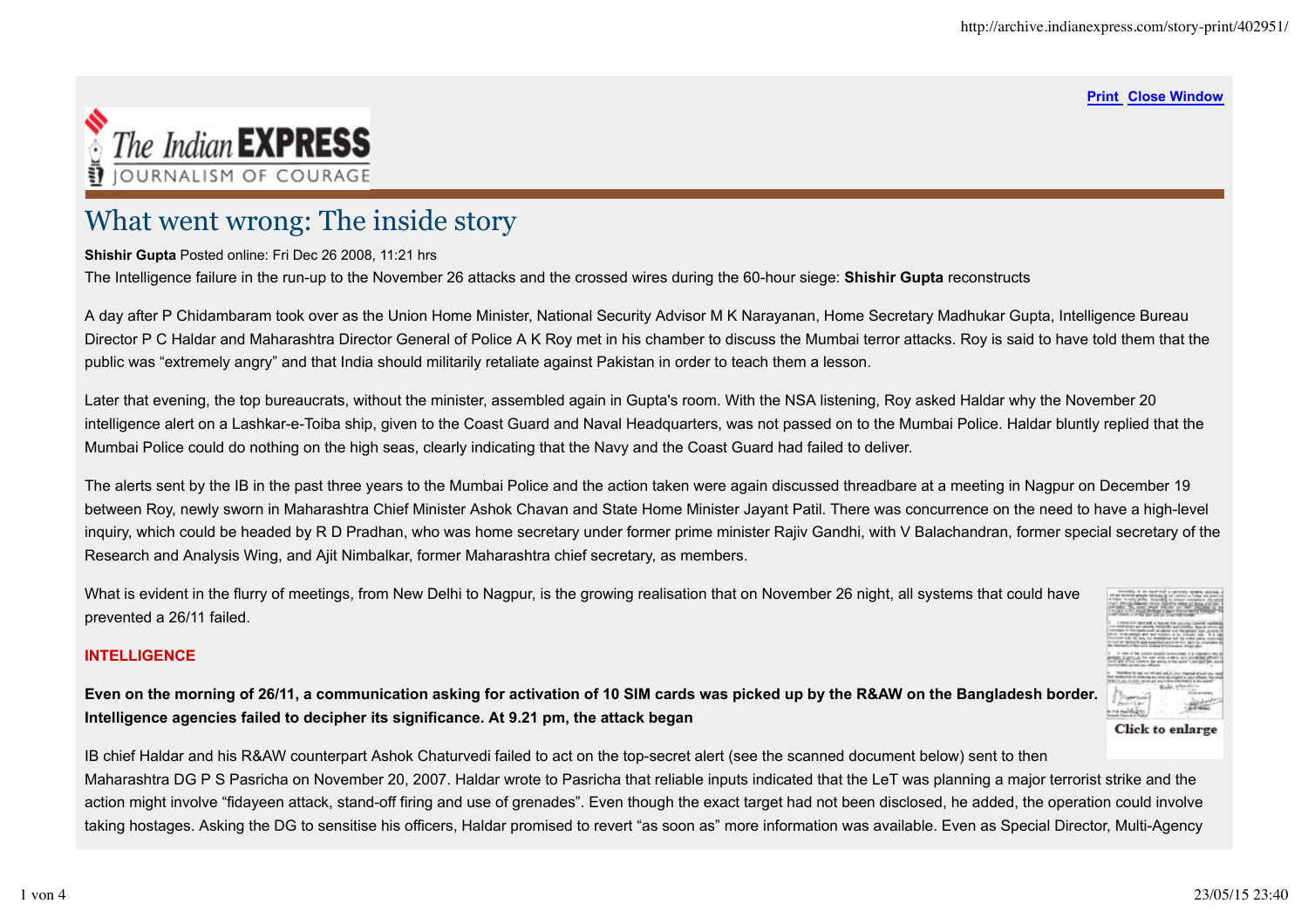# What went wrong: The inside story

**Shishir Gupta** Posted online: Fri Dec 26 2008, 11:21 hrs

The Intelligence failure in the run-up to the November 26 attacks and the crossed wires during the 60-hour siege: **Shishir Gupta** reconstructs

A day after P Chidambaram took over as the Union Home Minister, National Security Advisor M K Narayanan, Home Secretary Madhukar Gupta, Intelligence Bureau Director P C Haldar and Maharashtra Director General of Police A K Roy met in his chamber to discuss the Mumbai terror attacks. Roy is said to have told them that the public was "extremely angry" and that India should militarily retaliate against Pakistan in order to teach them a lesson.

Later that evening, the top bureaucrats, without the minister, assembled again in Gupta's room. With the NSA listening, Roy asked Haldar why the November 20 intelligence alert on a Lashkar-e-Toiba ship, given to the Coast Guard and Naval Headquarters, was not passed on to the Mumbai Police. Haldar bluntly replied that the Mumbai Police could do nothing on the high seas, clearly indicating that the Navy and the Coast Guard had failed to deliver.

The alerts sent by the IB in the past three years to the Mumbai Police and the action taken were again discussed threadbare at a meeting in Nagpur on December 19 between Roy, newly sworn in Maharashtra Chief Minister Ashok Chavan and State Home Minister Jayant Patil. There was concurrence on the need to have a high-level inquiry, which could be headed by R D Pradhan, who was home secretary under former prime minister Rajiv Gandhi, with V Balachandran, former special secretary of the Research and Analysis Wing, and Ajit Nimbalkar, former Maharashtra chief secretary, as members.

What is evident in the flurry of meetings, from New Delhi to Nagpur, is the growing realisation that on November 26 night, all systems that could have prevented a 26/11 failed.

Click to enlarge

## INTELLIGENCE

**Even on the morning of 26/11, a communication asking for activation of 10 SIM cards was picked up by the R&AW on the Bangladesh border. Intelligence agencies failed to decipher its significance. At 9.21 pm, the attack began**

IB chief Haldar and his R&AW counterpart Ashok Chaturvedi failed to act on the top-secret alert (see the scanned document below) sent to then Maharashtra DG P S Pasricha on November 20, 2007. Haldar wrote to Pasricha that reliable inputs indicated that the LeT was planning a major terrorist strike and the action might involve "fidayeen attack, stand-off firing and use of grenades". Even though the exact target had not been disclosed, he added, the operation could involve taking hostages. Asking the DG to sensitise his officers, Haldar promised to revert "as soon as" more information was available. Even as Special Director, Multi-Agency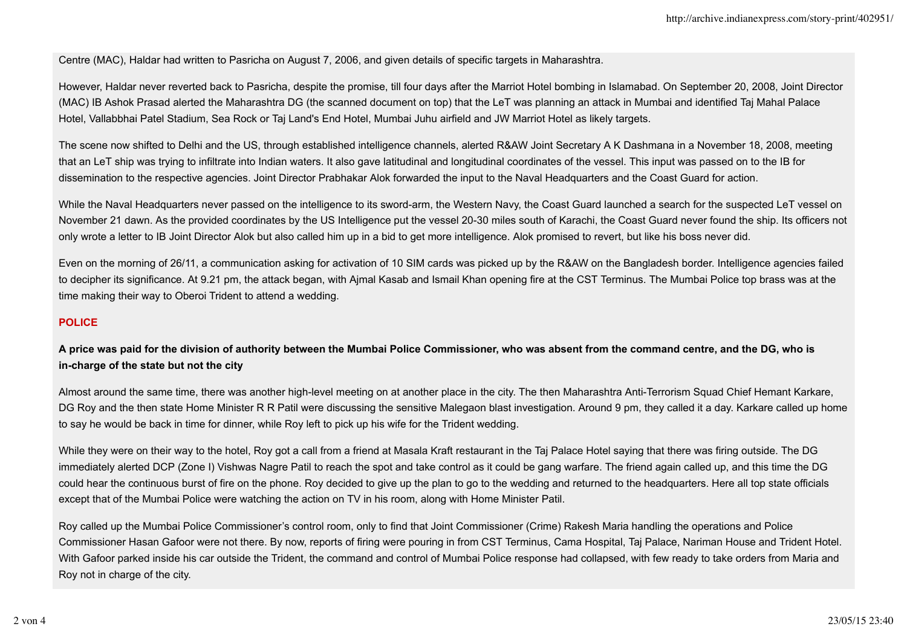Centre (MAC), Haldar had written to Pasricha on August 7, 2006, and given details of specific targets in Maharashtra.

However, Haldar never reverted back to Pasricha, despite the promise, till four days after the Marriot Hotel bombing in Islamabad. On September 20, 2008, Joint Director (MAC) IB Ashok Prasad alerted the Maharashtra DG (the scanned document on top) that the LeT was planning an attack in Mumbai and identified Taj Mahal Palace Hotel, Vallabbhai Patel Stadium, Sea Rock or Taj Land's End Hotel, Mumbai Juhu airfield and JW Marriot Hotel as likely targets.

The scene now shifted to Delhi and the US, through established intelligence channels, alerted R&AW Joint Secretary A K Dashmana in a November 18, 2008, meeting that an LeT ship was trying to infiltrate into Indian waters. It also gave latitudinal and longitudinal coordinates of the vessel. This input was passed on to the IB for dissemination to the respective agencies. Joint Director Prabhakar Alok forwarded the input to the Naval Headquarters and the Coast Guard for action.

While the Naval Headquarters never passed on the intelligence to its sword-arm, the Western Navy, the Coast Guard launched a search for the suspected LeT vessel on November 21 dawn. As the provided coordinates by the US Intelligence put the vessel 20-30 miles south of Karachi, the Coast Guard never found the ship. Its officers not only wrote a letter to IB Joint Director Alok but also called him up in a bid to get more intelligence. Alok promised to revert, but like his boss never did.

Even on the morning of 26/11, a communication asking for activation of 10 SIM cards was picked up by the R&AW on the Bangladesh border. Intelligence agencies failed to decipher its significance. At 9.21 pm, the attack began, with Ajmal Kasab and Ismail Khan opening fire at the CST Terminus. The Mumbai Police top brass was at the time making their way to Oberoi Trident to attend a wedding.

## POLICE

**A price was paid for the division of authority between the Mumbai Police Commissioner, who was absent from the command centre, and the DG, who is in-charge of the state but not the city**

Almost around the same time, there was another high-level meeting on at another place in the city. The then Maharashtra Anti-Terrorism Squad Chief Hemant Karkare, DG Roy and the then state Home Minister R R Patil were discussing the sensitive Malegaon blast investigation. Around 9 pm, they called it a day. Karkare called up home to say he would be back in time for dinner, while Roy left to pick up his wife for the Trident wedding.

While they were on their way to the hotel, Roy got a call from a friend at Masala Kraft restaurant in the Taj Palace Hotel saying that there was firing outside. The DG immediately alerted DCP (Zone I) Vishwas Nagre Patil to reach the spot and take control as it could be gang warfare. The friend again called up, and this time the DG could hear the continuous burst of fire on the phone. Roy decided to give up the plan to go to the wedding and returned to the headquarters. Here all top state officials except that of the Mumbai Police were watching the action on TV in his room, along with Home Minister Patil.

Roy called up the Mumbai Police Commissioner's control room, only to find that Joint Commissioner (Crime) Rakesh Maria handling the operations and Police Commissioner Hasan Gafoor were not there. By now, reports of firing were pouring in from CST Terminus, Cama Hospital, Taj Palace, Nariman House and Trident Hotel. With Gafoor parked inside his car outside the Trident, the command and control of Mumbai Police response had collapsed, with few ready to take orders from Maria and Roy not in charge of the city.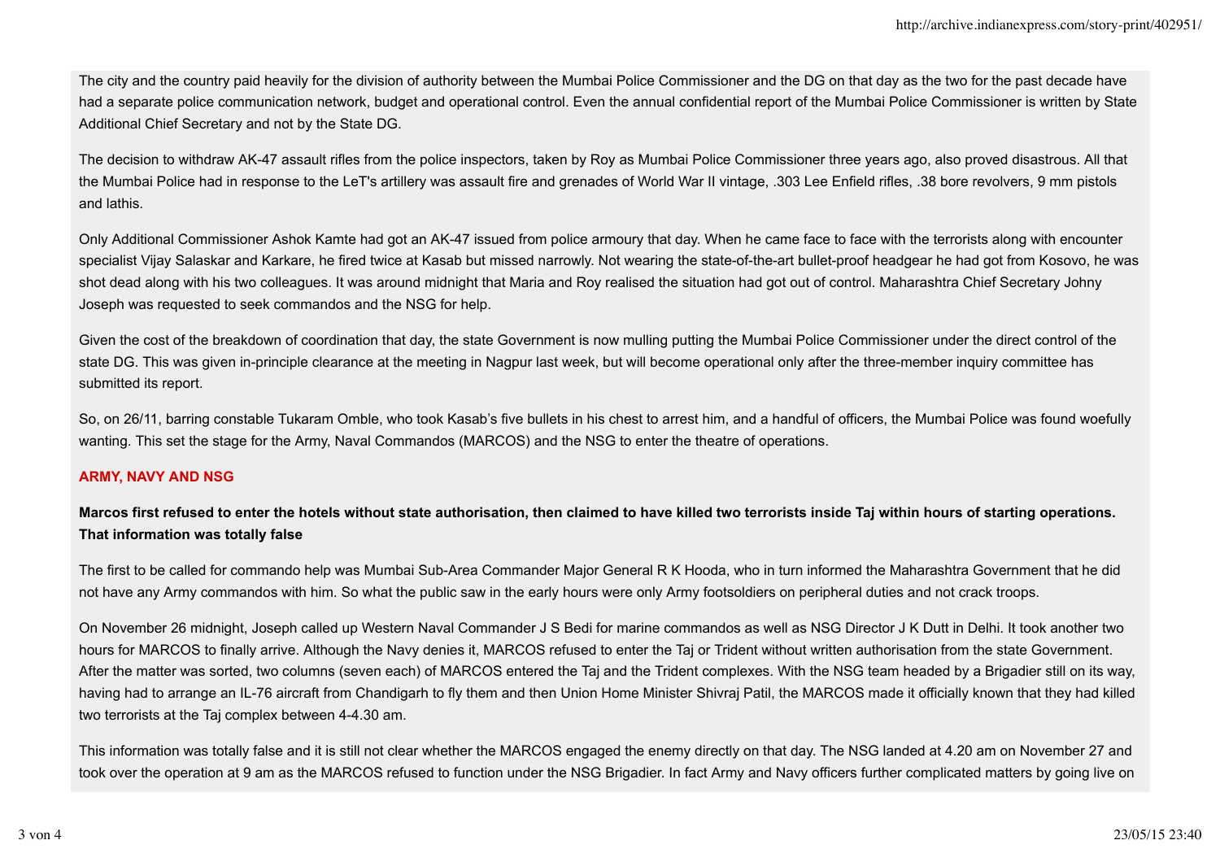The city and the country paid heavily for the division of authority between the Mumbai Police Commissioner and the DG on that day as the two for the past decade have had a separate police communication network, budget and operational control. Even the annual confidential report of the Mumbai Police Commissioner is written by State Additional Chief Secretary and not by the State DG.

The decision to withdraw AK-47 assault rifles from the police inspectors, taken by Roy as Mumbai Police Commissioner three years ago, also proved disastrous. All that the Mumbai Police had in response to the LeT's artillery was assault fire and grenades of World War II vintage, .303 Lee Enfield rifles, .38 bore revolvers, 9 mm pistols and lathis.

Only Additional Commissioner Ashok Kamte had got an AK-47 issued from police armoury that day. When he came face to face with the terrorists along with encounter specialist Vijay Salaskar and Karkare, he fired twice at Kasab but missed narrowly. Not wearing the state-of-the-art bullet-proof headgear he had got from Kosovo, he was shot dead along with his two colleagues. It was around midnight that Maria and Roy realised the situation had got out of control. Maharashtra Chief Secretary Johny Joseph was requested to seek commandos and the NSG for help.

Given the cost of the breakdown of coordination that day, the state Government is now mulling putting the Mumbai Police Commissioner under the direct control of the state DG. This was given in-principle clearance at the meeting in Nagpur last week, but will become operational only after the three-member inquiry committee has submitted its report.

So, on 26/11, barring constable Tukaram Omble, who took Kasab's five bullets in his chest to arrest him, and a handful of officers, the Mumbai Police was found woefully wanting. This set the stage for the Army, Naval Commandos (MARCOS) and the NSG to enter the theatre of operations.

## ARMY, NAVY AND NSG

**Marcos first refused to enter the hotels without state authorisation, then claimed to have killed two terrorists inside Taj within hours of starting operations. That information was totally false**

The first to be called for commando help was Mumbai Sub-Area Commander Major General R K Hooda, who in turn informed the Maharashtra Government that he did not have any Army commandos with him. So what the public saw in the early hours were only Army footsoldiers on peripheral duties and not crack troops.

On November 26 midnight, Joseph called up Western Naval Commander J S Bedi for marine commandos as well as NSG Director J K Dutt in Delhi. It took another two hours for MARCOS to finally arrive. Although the Navy denies it, MARCOS refused to enter the Taj or Trident without written authorisation from the state Government. After the matter was sorted, two columns (seven each) of MARCOS entered the Taj and the Trident complexes. With the NSG team headed by a Brigadier still on its way, having had to arrange an IL-76 aircraft from Chandigarh to fly them and then Union Home Minister Shivraj Patil, the MARCOS made it officially known that they had killed two terrorists at the Taj complex between 4-4.30 am.

This information was totally false and it is still not clear whether the MARCOS engaged the enemy directly on that day. The NSG landed at 4.20 am on November 27 and took over the operation at 9 am as the MARCOS refused to function under the NSG Brigadier. In fact Army and Navy officers further complicated matters by going live on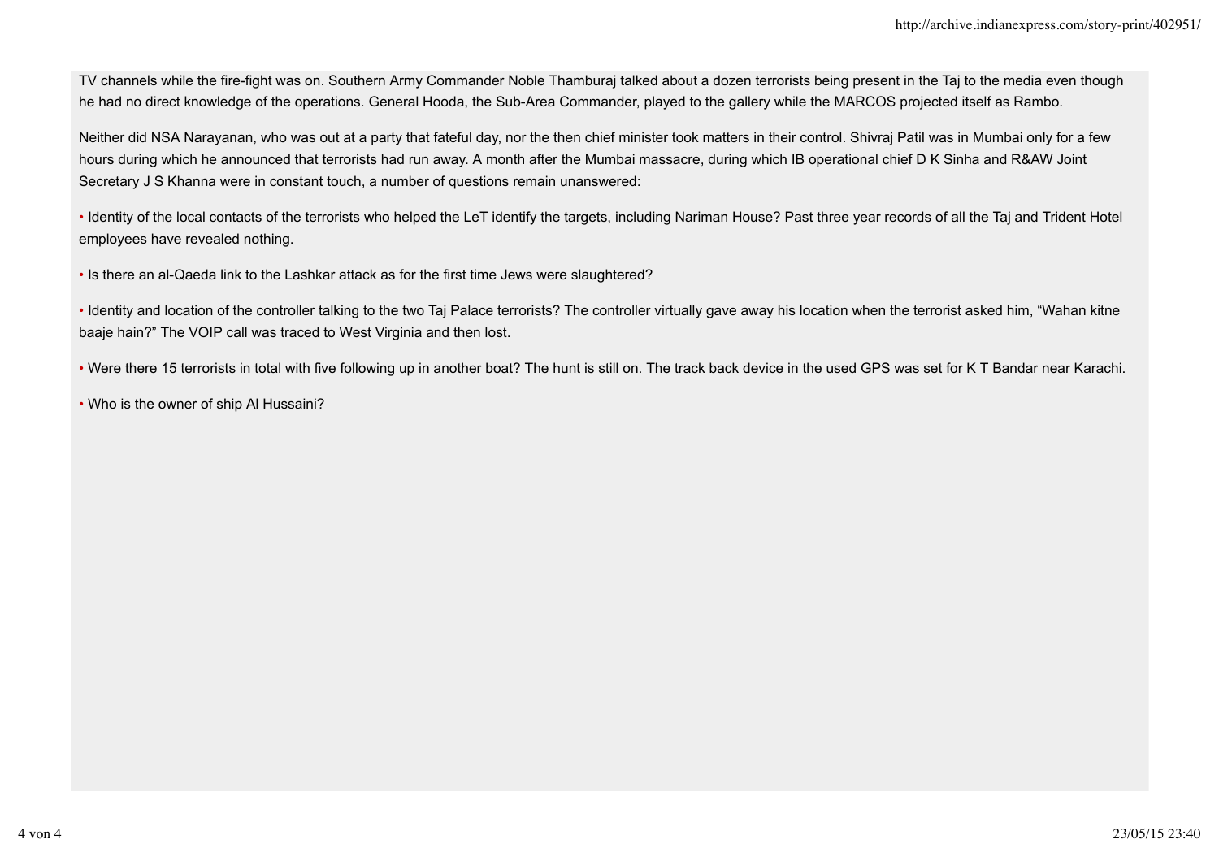TV channels while the fire-fight was on. Southern Army Commander Noble Thamburaj talked about a dozen terrorists being present in the Taj to the media even though he had no direct knowledge of the operations. General Hooda, the Sub-Area Commander, played to the gallery while the MARCOS projected itself as Rambo.

Neither did NSA Narayanan, who was out at a party that fateful day, nor the then chief minister took matters in their control. Shivraj Patil was in Mumbai only for a few hours during which he announced that terrorists had run away. A month after the Mumbai massacre, during which IB operational chief D K Sinha and R&AW Joint Secretary J S Khanna were in constant touch, a number of questions remain unanswered:

- Identity of the local contacts of the terrorists who helped the LeT identify the targets, including Nariman House? Past three year records of all the Taj and Trident Hotel employees have revealed nothing.

- Is there an al-Qaeda link to the Lashkar attack as for the first time Jews were slaughtered?

- Identity and location of the controller talking to the two Taj Palace terrorists? The controller virtually gave away his location when the terrorist asked him, "Wahan kitne baaje hain?" The VOIP call was traced to West Virginia and then lost.

- Were there 15 terrorists in total with five following up in another boat? The hunt is still on. The track back device in the used GPS was set for K T Bandar near Karachi.

- Who is the owner of ship Al Hussaini?